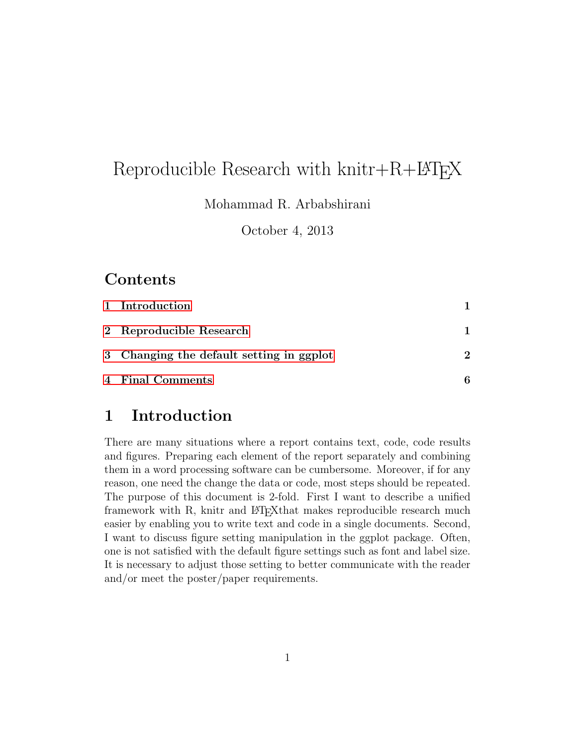# Reproducible Research with knitr+R+LaTeX

Mohammad R. Arbabshirani

October 4, 2013

## Contents

1 Introduction 1

2 Reproducible Research 1

3 Changing the default setting in ggplot 2

4 Final Comments 6

## 1 Introduction

There are many situations where a report contains text, code, code results and figures. Preparing each element of the report separately and combining them in a word processing software can be cumbersome. Moreover, if for any reason, one need the change the data or code, most steps should be repeated. The purpose of this document is 2-fold. First I want to describe a unified framework with R, knitr and LaTeXthat makes reproducible research much easier by enabling you to write text and code in a single documents. Second, I want to discuss figure setting manipulation in the ggplot package. Often, one is not satisfied with the default figure settings such as font and label size. It is necessary to adjust those setting to better communicate with the reader and/or meet the poster/paper requirements.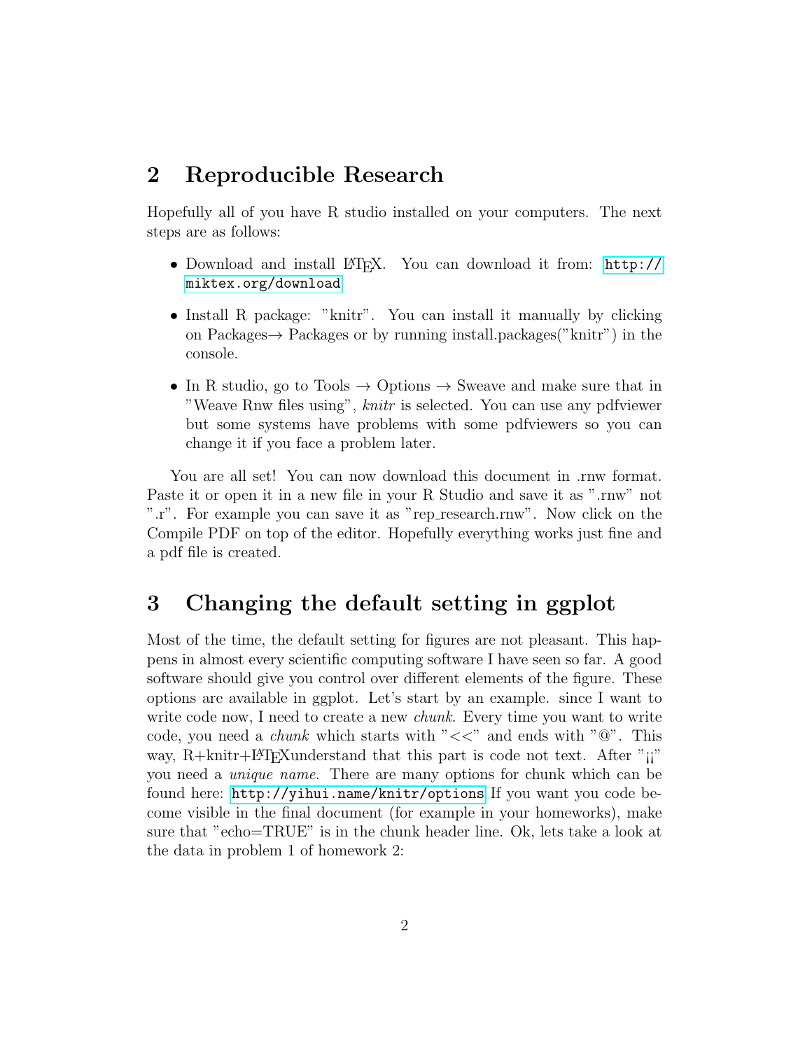## 2 Reproducible Research

Hopefully all of you have R studio installed on your computers. The next steps are as follows:

- Download and install LaTeX. You can download it from: http://miktex.org/download
- Install R package: "knitr". You can install it manually by clicking on Packages→ Packages or by running install.packages("knitr") in the console.
- In R studio, go to Tools → Options → Sweave and make sure that in "Weave Rnw files using", *knitr* is selected. You can use any pdfviewer but some systems have problems with some pdfviewers so you can change it if you face a problem later.

You are all set! You can now download this document in .rnw format. Paste it or open it in a new file in your R Studio and save it as ".rnw" not ".r". For example you can save it as "rep_research.rnw". Now click on the Compile PDF on top of the editor. Hopefully everything works just fine and a pdf file is created.

## 3 Changing the default setting in ggplot

Most of the time, the default setting for figures are not pleasant. This happens in almost every scientific computing software I have seen so far. A good software should give you control over different elements of the figure. These options are available in ggplot. Let's start by an example. since I want to write code now, I need to create a new *chunk*. Every time you want to write code, you need a *chunk* which starts with "<<" and ends with "@". This way, R+knitr+LaTeXunderstand that this part is code not text. After "¡¡" you need a *unique name*. There are many options for chunk which can be found here: http://yihui.name/knitr/options If you want you code become visible in the final document (for example in your homeworks), make sure that "echo=TRUE" is in the chunk header line. Ok, lets take a look at the data in problem 1 of homework 2: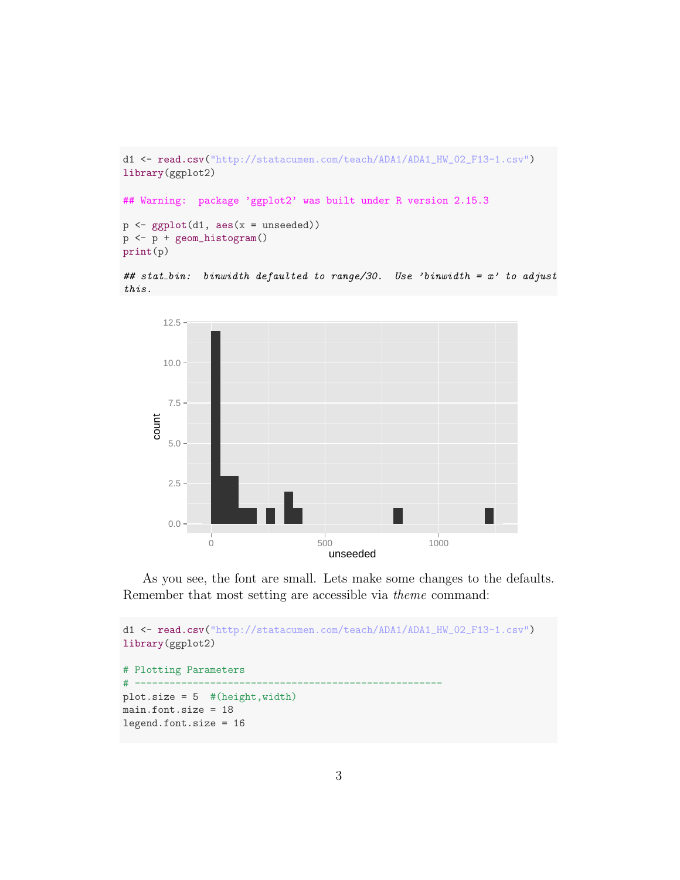```r
d1 <- read.csv("http://statacumen.com/teach/ADA1/ADA1_HW_02_F13-1.csv")
library(ggplot2)

## Warning:  package 'ggplot2' was built under R version 2.15.3

p <- ggplot(d1, aes(x = unseeded))
p <- p + geom_histogram()
print(p)

## stat_bin:  binwidth defaulted to range/30.  Use 'binwidth = x' to adjust
this.
```

As you see, the font are small. Lets make some changes to the defaults. Remember that most setting are accessible via *theme* command:

```r
d1 <- read.csv("http://statacumen.com/teach/ADA1/ADA1_HW_02_F13-1.csv")
library(ggplot2)

# Plotting Parameters
# ----------------------------------------------------
plot.size = 5  #(height,width)
main.font.size = 18
legend.font.size = 16
```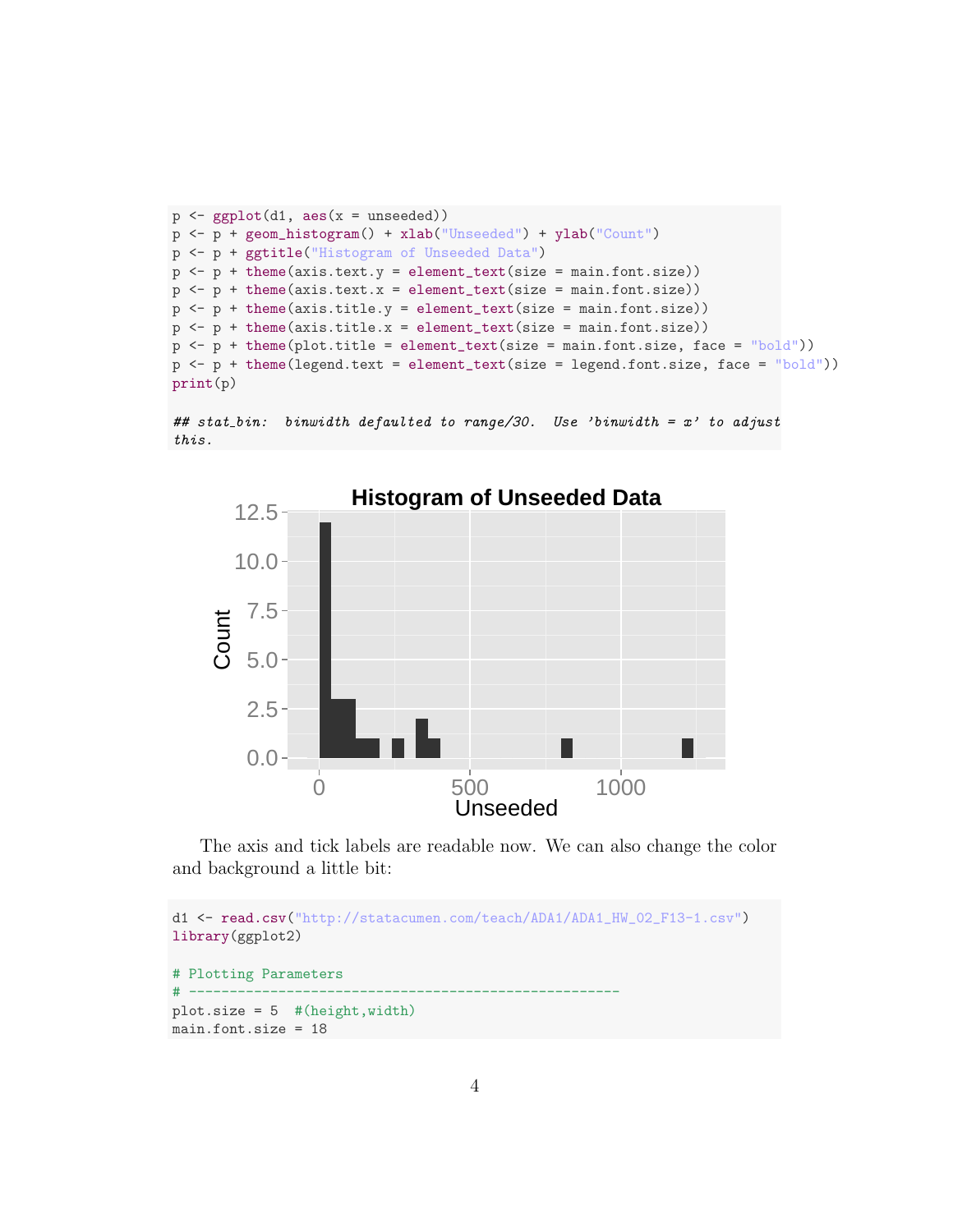```r
p <- ggplot(d1, aes(x = unseeded))
p <- p + geom_histogram() + xlab("Unseeded") + ylab("Count")
p <- p + ggtitle("Histogram of Unseeded Data")
p <- p + theme(axis.text.y = element_text(size = main.font.size))
p <- p + theme(axis.text.x = element_text(size = main.font.size))
p <- p + theme(axis.title.y = element_text(size = main.font.size))
p <- p + theme(axis.title.x = element_text(size = main.font.size))
p <- p + theme(plot.title = element_text(size = main.font.size, face = "bold"))
p <- p + theme(legend.text = element_text(size = legend.font.size, face = "bold"))
print(p)

## stat_bin:  binwidth defaulted to range/30.  Use 'binwidth = x' to adjust
this.
```

The axis and tick labels are readable now. We can also change the color and background a little bit:

```r
d1 <- read.csv("http://statacumen.com/teach/ADA1/ADA1_HW_02_F13-1.csv")
library(ggplot2)

# Plotting Parameters
# ----------------------------------------------------
plot.size = 5  #(height,width)
main.font.size = 18
```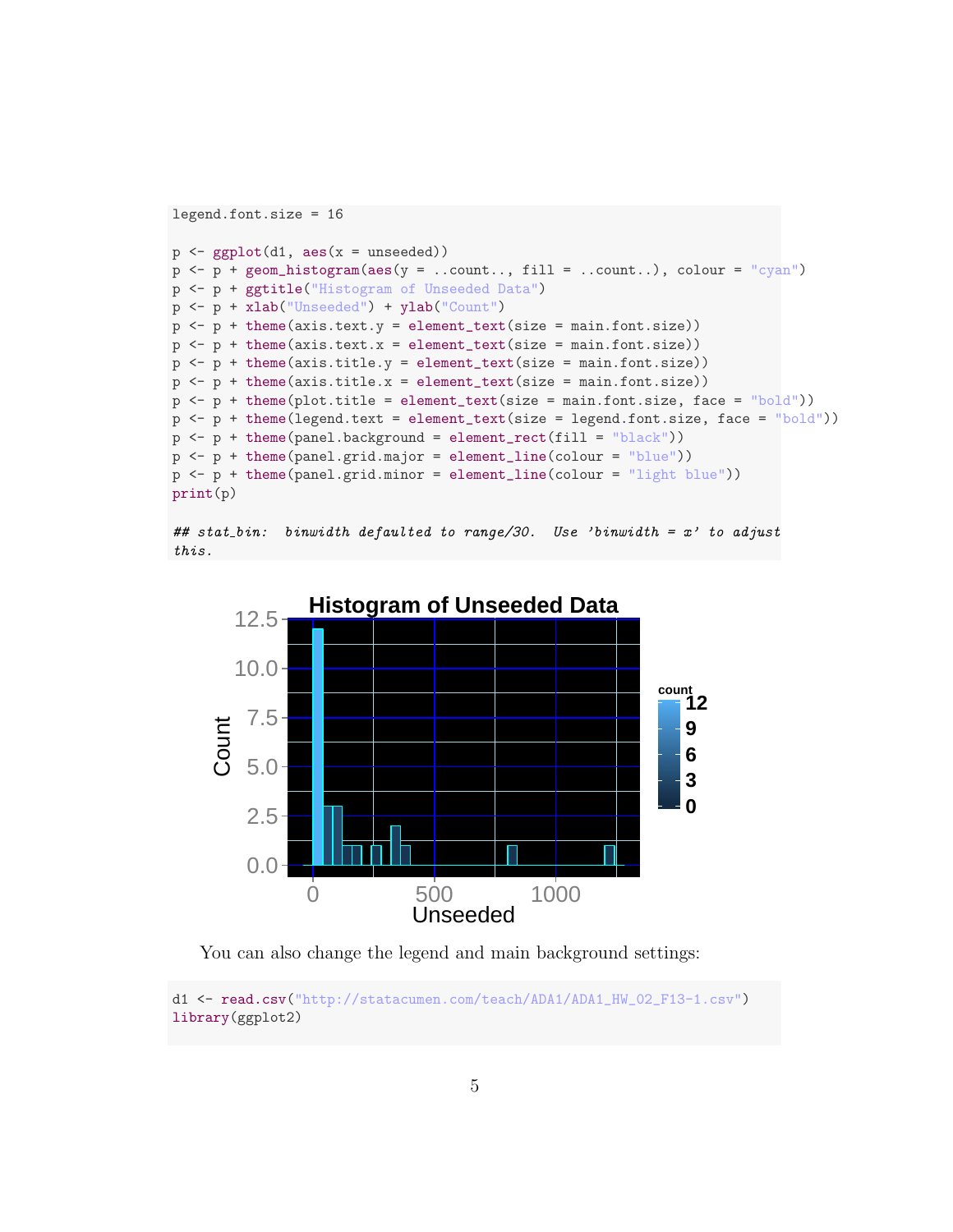```
legend.font.size = 16

p <- ggplot(d1, aes(x = unseeded))
p <- p + geom_histogram(aes(y = ..count.., fill = ..count..), colour = "cyan")
p <- p + ggtitle("Histogram of Unseeded Data")
p <- p + xlab("Unseeded") + ylab("Count")
p <- p + theme(axis.text.y = element_text(size = main.font.size))
p <- p + theme(axis.text.x = element_text(size = main.font.size))
p <- p + theme(axis.title.y = element_text(size = main.font.size))
p <- p + theme(axis.title.x = element_text(size = main.font.size))
p <- p + theme(plot.title = element_text(size = main.font.size, face = "bold"))
p <- p + theme(legend.text = element_text(size = legend.font.size, face = "bold"))
p <- p + theme(panel.background = element_rect(fill = "black"))
p <- p + theme(panel.grid.major = element_line(colour = "blue"))
p <- p + theme(panel.grid.minor = element_line(colour = "light blue"))
print(p)

## stat_bin:  binwidth defaulted to range/30.  Use 'binwidth = x' to adjust
this.
```

You can also change the legend and main background settings:

```
d1 <- read.csv("http://statacumen.com/teach/ADA1/ADA1_HW_02_F13-1.csv")
library(ggplot2)
```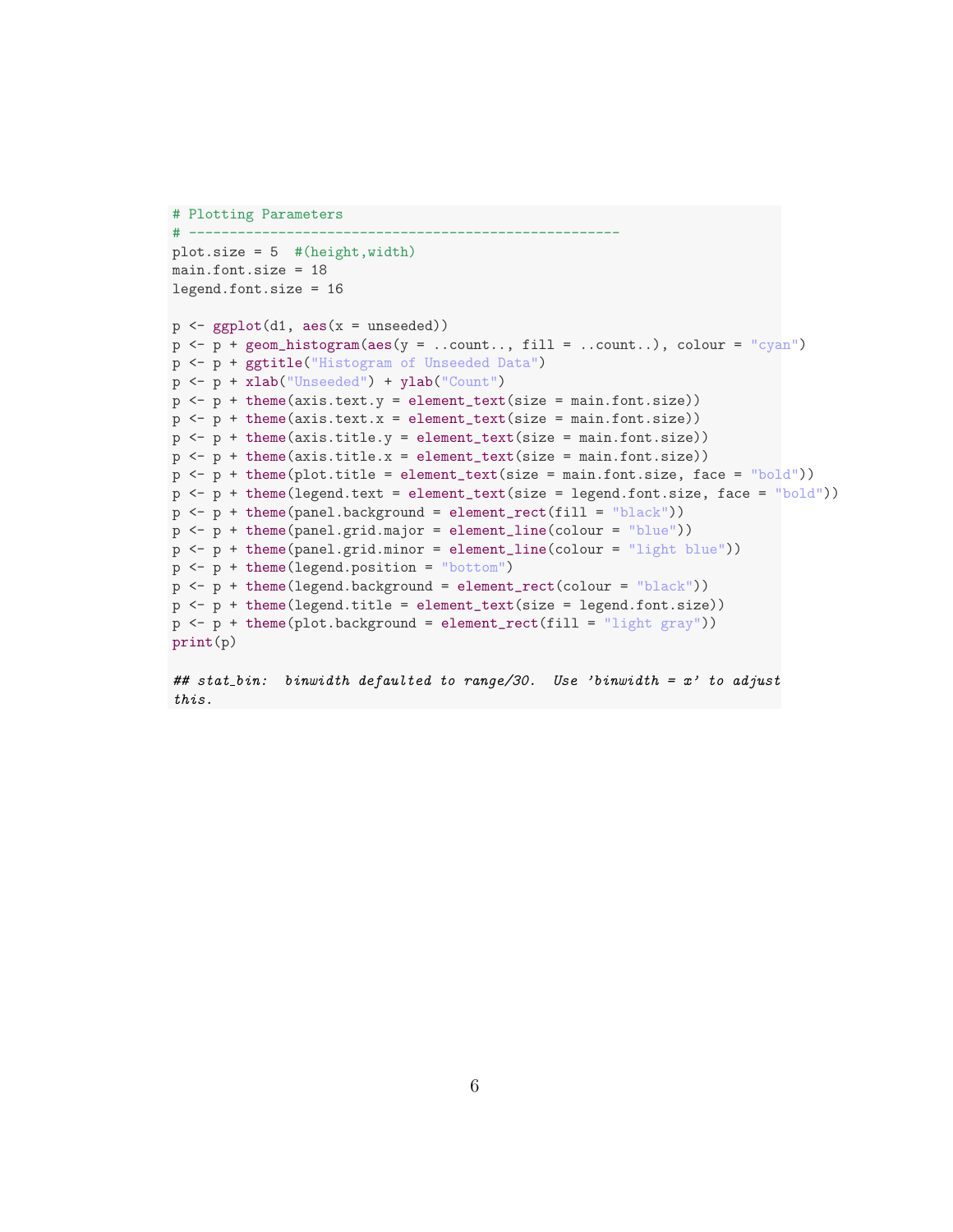```
# Plotting Parameters
# -----------------------------------------------------
plot.size = 5  #(height,width)
main.font.size = 18
legend.font.size = 16

p <- ggplot(d1, aes(x = unseeded))
p <- p + geom_histogram(aes(y = ..count.., fill = ..count..), colour = "cyan")
p <- p + ggtitle("Histogram of Unseeded Data")
p <- p + xlab("Unseeded") + ylab("Count")
p <- p + theme(axis.text.y = element_text(size = main.font.size))
p <- p + theme(axis.text.x = element_text(size = main.font.size))
p <- p + theme(axis.title.y = element_text(size = main.font.size))
p <- p + theme(axis.title.x = element_text(size = main.font.size))
p <- p + theme(plot.title = element_text(size = main.font.size, face = "bold"))
p <- p + theme(legend.text = element_text(size = legend.font.size, face = "bold"))
p <- p + theme(panel.background = element_rect(fill = "black"))
p <- p + theme(panel.grid.major = element_line(colour = "blue"))
p <- p + theme(panel.grid.minor = element_line(colour = "light blue"))
p <- p + theme(legend.position = "bottom")
p <- p + theme(legend.background = element_rect(colour = "black"))
p <- p + theme(legend.title = element_text(size = legend.font.size))
p <- p + theme(plot.background = element_rect(fill = "light gray"))
print(p)

## stat_bin:  binwidth defaulted to range/30.  Use 'binwidth = x' to adjust
this.
```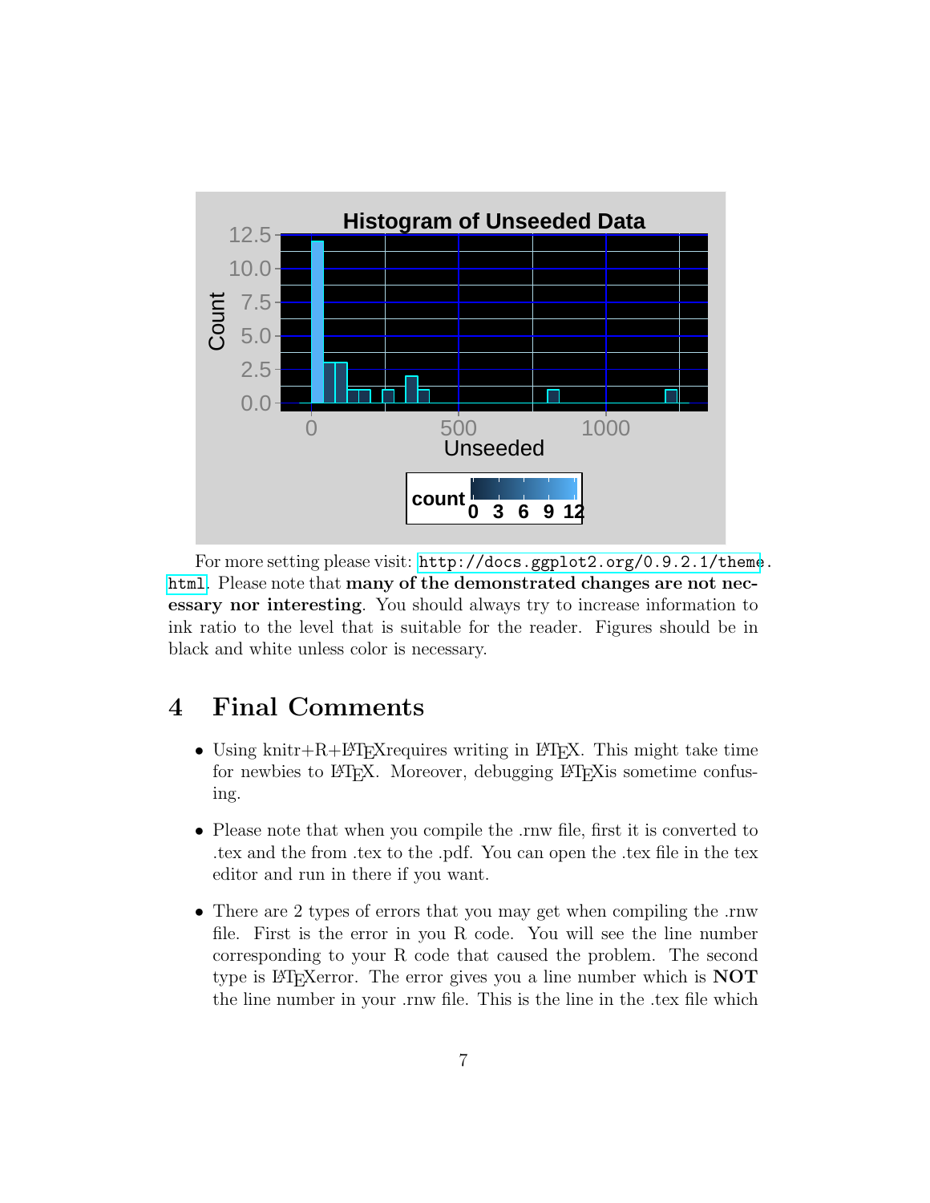For more setting please visit: http://docs.ggplot2.org/0.9.2.1/theme.html. Please note that **many of the demonstrated changes are not necessary nor interesting**. You should always try to increase information to ink ratio to the level that is suitable for the reader. Figures should be in black and white unless color is necessary.

# 4 Final Comments

- Using knitr+R+LaTeXrequires writing in LaTeX. This might take time for newbies to LaTeX. Moreover, debugging LaTeXis sometime confusing.
- Please note that when you compile the .rnw file, first it is converted to .tex and the from .tex to the .pdf. You can open the .tex file in the tex editor and run in there if you want.
- There are 2 types of errors that you may get when compiling the .rnw file. First is the error in you R code. You will see the line number corresponding to your R code that caused the problem. The second type is LaTeXerror. The error gives you a line number which is **NOT** the line number in your .rnw file. This is the line in the .tex file which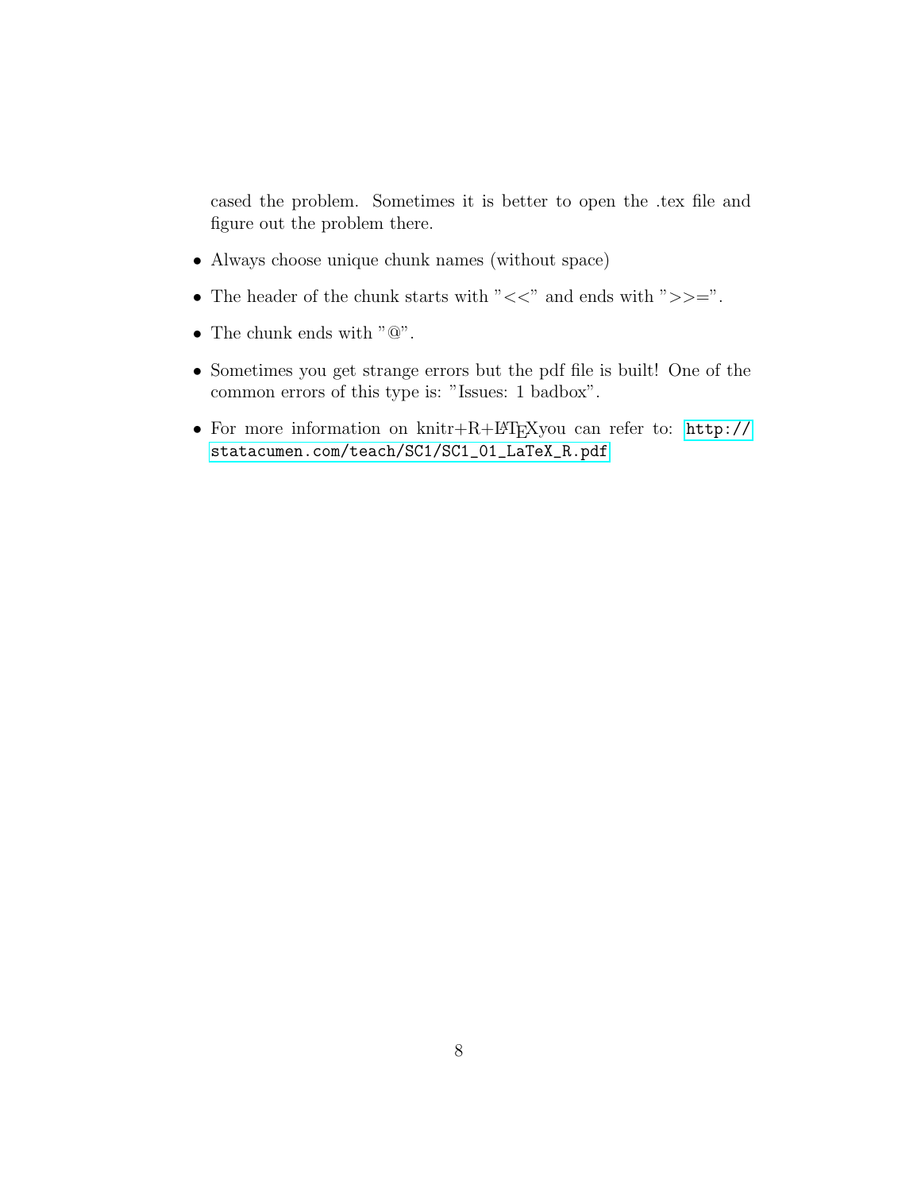cased the problem. Sometimes it is better to open the .tex file and figure out the problem there.

- Always choose unique chunk names (without space)
- The header of the chunk starts with "<<" and ends with ">>=".
- The chunk ends with "@".
- Sometimes you get strange errors but the pdf file is built! One of the common errors of this type is: "Issues: 1 badbox".
- For more information on knitr+R+LaTeXyou can refer to: `http://statacumen.com/teach/SC1/SC1_01_LaTeX_R.pdf`